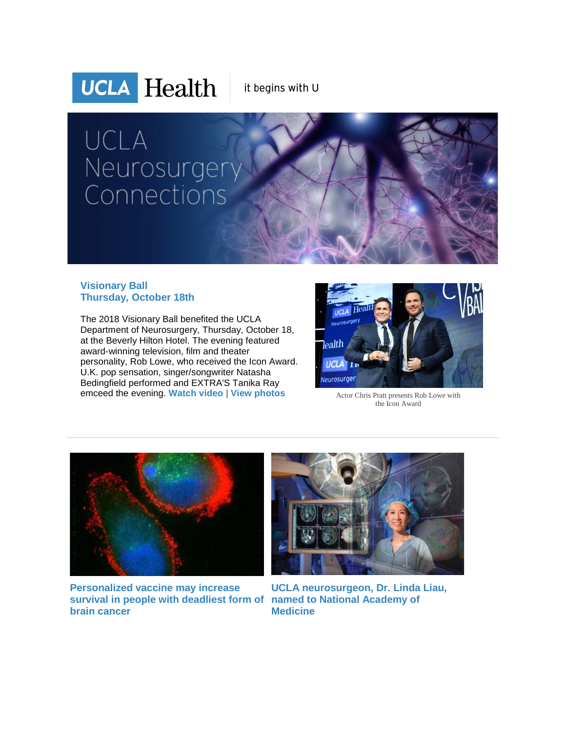UCLA Health | it begins with U

# UCLA Neurosurgery Connections

## Visionary Ball
## Thursday, October 18th

The 2018 Visionary Ball benefited the UCLA Department of Neurosurgery, Thursday, October 18, at the Beverly Hilton Hotel. The evening featured award-winning television, film and theater personality, Rob Lowe, who received the Icon Award. U.K. pop sensation, singer/songwriter Natasha Bedingfield performed and EXTRA'S Tanika Ray emceed the evening. **Watch video** | **View photos**

Actor Chris Pratt presents Rob Lowe with the Icon Award

---

**Personalized vaccine may increase survival in people with deadliest form of brain cancer**

**UCLA neurosurgeon, Dr. Linda Liau, named to National Academy of Medicine**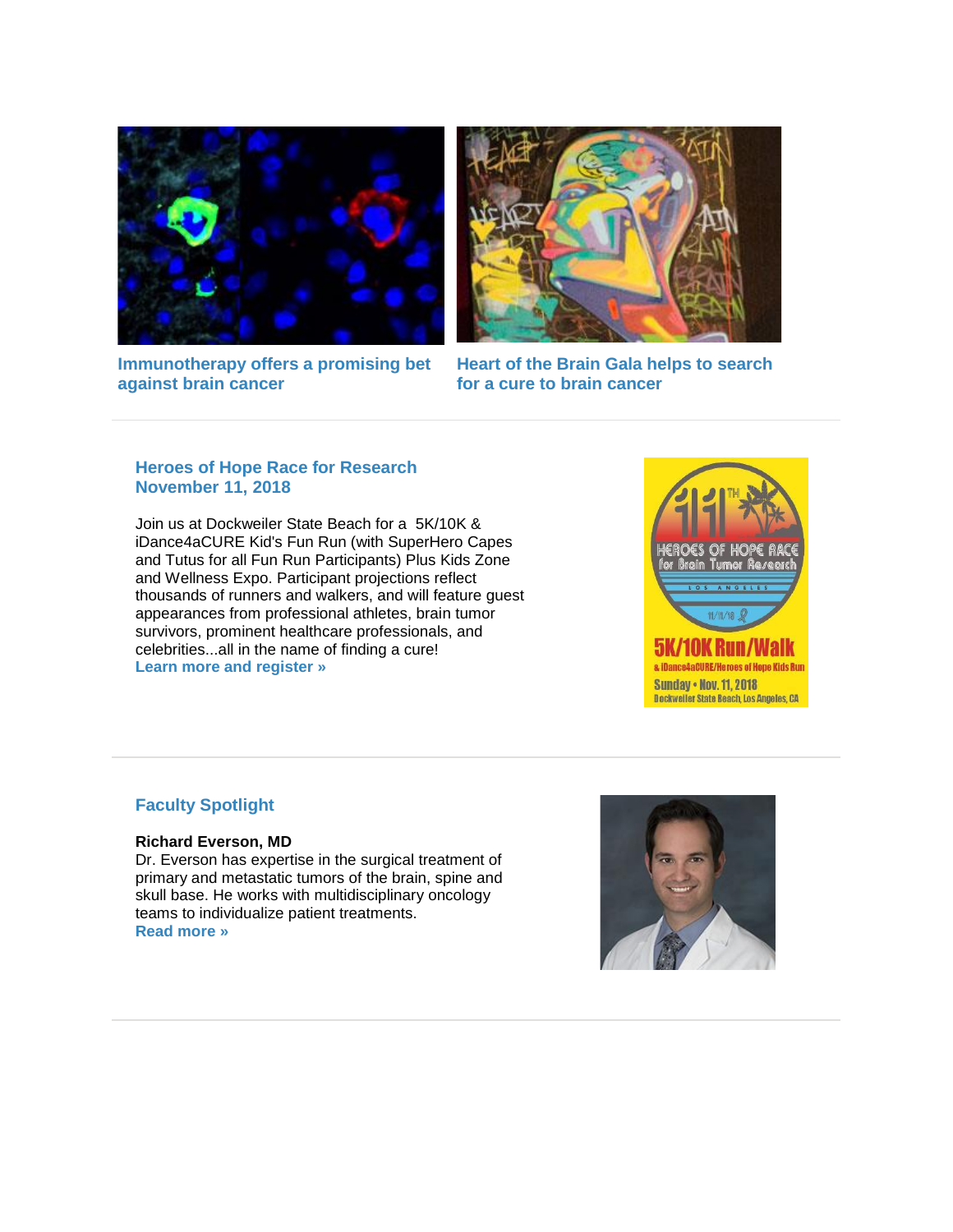**Immunotherapy offers a promising bet against brain cancer**

**Heart of the Brain Gala helps to search for a cure to brain cancer**

---

### Heroes of Hope Race for Research
### November 11, 2018

Join us at Dockweiler State Beach for a 5K/10K & iDance4aCURE Kid's Fun Run (with SuperHero Capes and Tutus for all Fun Run Participants) Plus Kids Zone and Wellness Expo. Participant projections reflect thousands of runners and walkers, and will feature guest appearances from professional athletes, brain tumor survivors, prominent healthcare professionals, and celebrities...all in the name of finding a cure!
**Learn more and register »**

---

### Faculty Spotlight

**Richard Everson, MD**
Dr. Everson has expertise in the surgical treatment of primary and metastatic tumors of the brain, spine and skull base. He works with multidisciplinary oncology teams to individualize patient treatments.
**Read more »**

---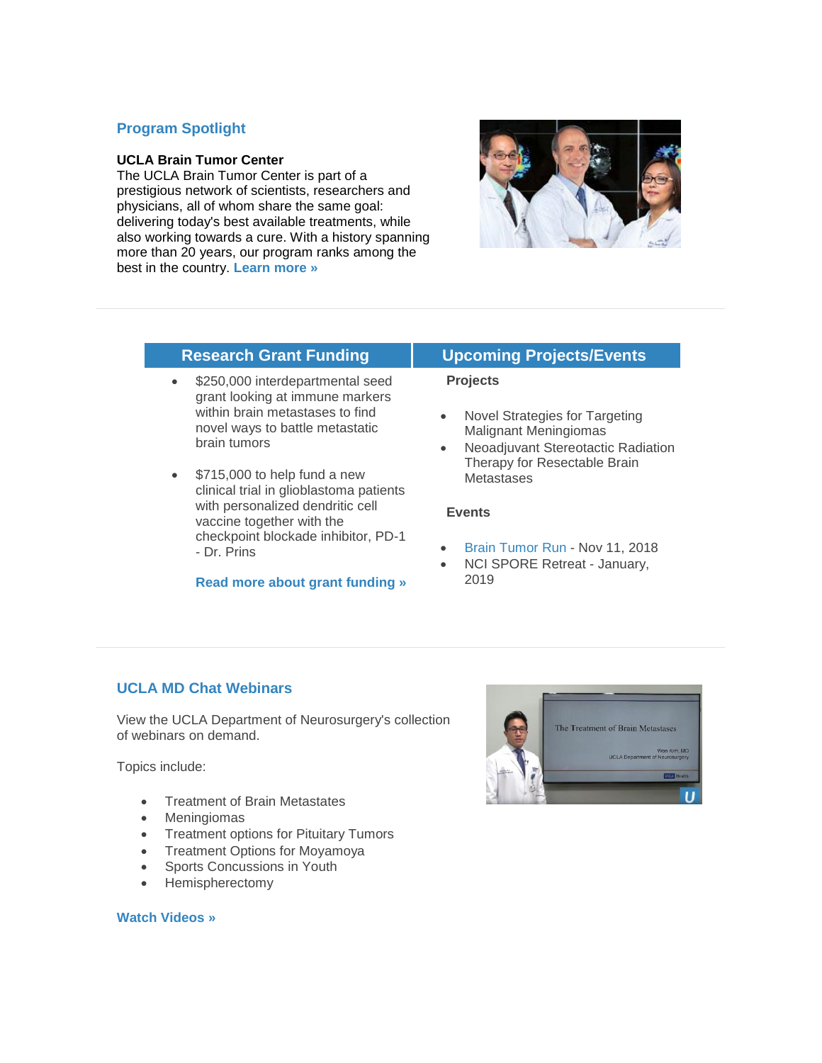## Program Spotlight

**UCLA Brain Tumor Center**
The UCLA Brain Tumor Center is part of a prestigious network of scientists, researchers and physicians, all of whom share the same goal: delivering today's best available treatments, while also working towards a cure. With a history spanning more than 20 years, our program ranks among the best in the country. **Learn more »**

---

## Research Grant Funding

- $250,000 interdepartmental seed grant looking at immune markers within brain metastases to find novel ways to battle metastatic brain tumors
- $715,000 to help fund a new clinical trial in glioblastoma patients with personalized dendritic cell vaccine together with the checkpoint blockade inhibitor, PD-1 - Dr. Prins

**Read more about grant funding »**

## Upcoming Projects/Events

**Projects**

- Novel Strategies for Targeting Malignant Meningiomas
- Neoadjuvant Stereotactic Radiation Therapy for Resectable Brain Metastases

**Events**

- Brain Tumor Run - Nov 11, 2018
- NCI SPORE Retreat - January, 2019

---

## UCLA MD Chat Webinars

View the UCLA Department of Neurosurgery's collection of webinars on demand.

Topics include:

- Treatment of Brain Metastates
- Meningiomas
- Treatment options for Pituitary Tumors
- Treatment Options for Moyamoya
- Sports Concussions in Youth
- Hemispherectomy

**Watch Videos »**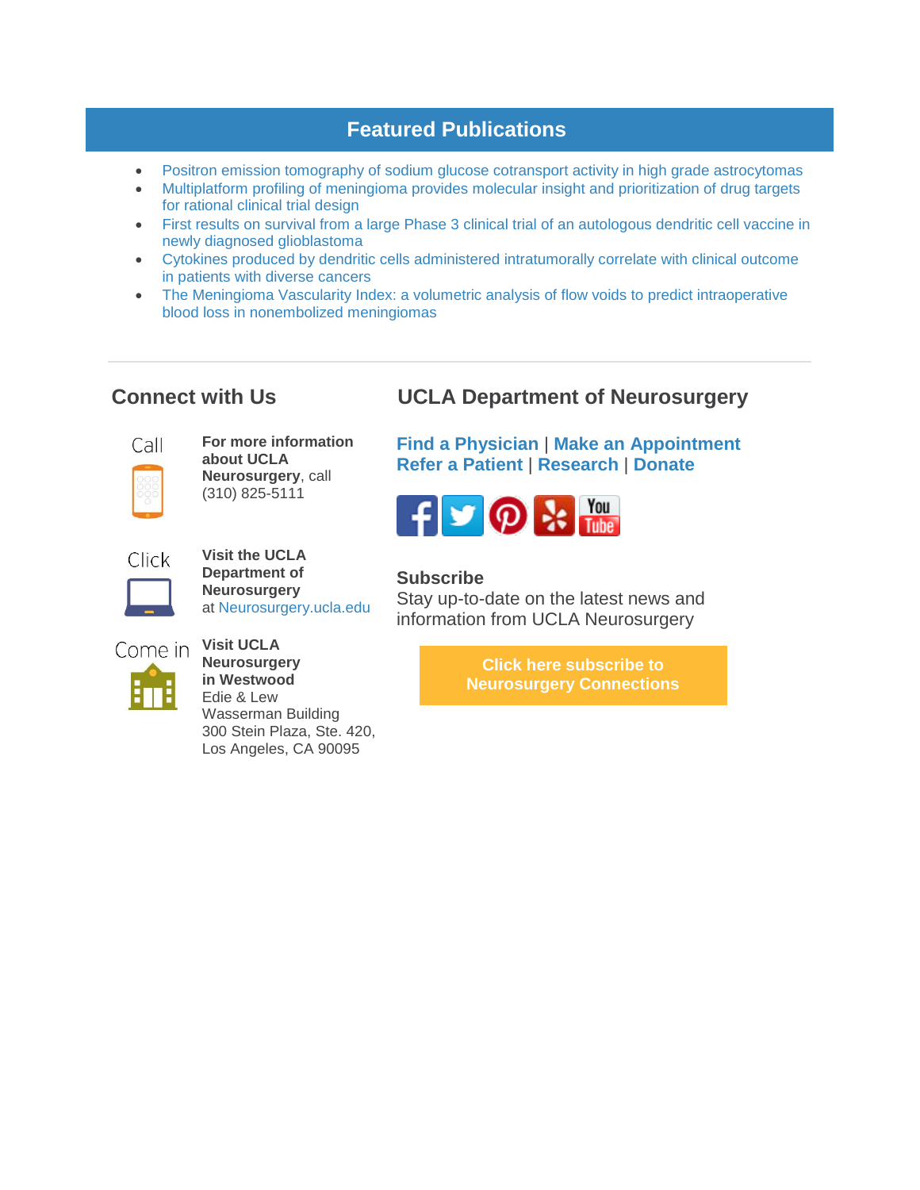## Featured Publications

- Positron emission tomography of sodium glucose cotransport activity in high grade astrocytomas
- Multiplatform profiling of meningioma provides molecular insight and prioritization of drug targets for rational clinical trial design
- First results on survival from a large Phase 3 clinical trial of an autologous dendritic cell vaccine in newly diagnosed glioblastoma
- Cytokines produced by dendritic cells administered intratumorally correlate with clinical outcome in patients with diverse cancers
- The Meningioma Vascularity Index: a volumetric analysis of flow voids to predict intraoperative blood loss in nonembolized meningiomas

---

## Connect with Us

Call

**For more information about UCLA Neurosurgery**, call (310) 825-5111

Click

**Visit the UCLA Department of Neurosurgery** at Neurosurgery.ucla.edu

Come in

**Visit UCLA Neurosurgery in Westwood**
Edie & Lew Wasserman Building
300 Stein Plaza, Ste. 420,
Los Angeles, CA 90095

## UCLA Department of Neurosurgery

**Find a Physician** | **Make an Appointment**
**Refer a Patient** | **Research** | **Donate**

### Subscribe

Stay up-to-date on the latest news and information from UCLA Neurosurgery

**Click here subscribe to Neurosurgery Connections**